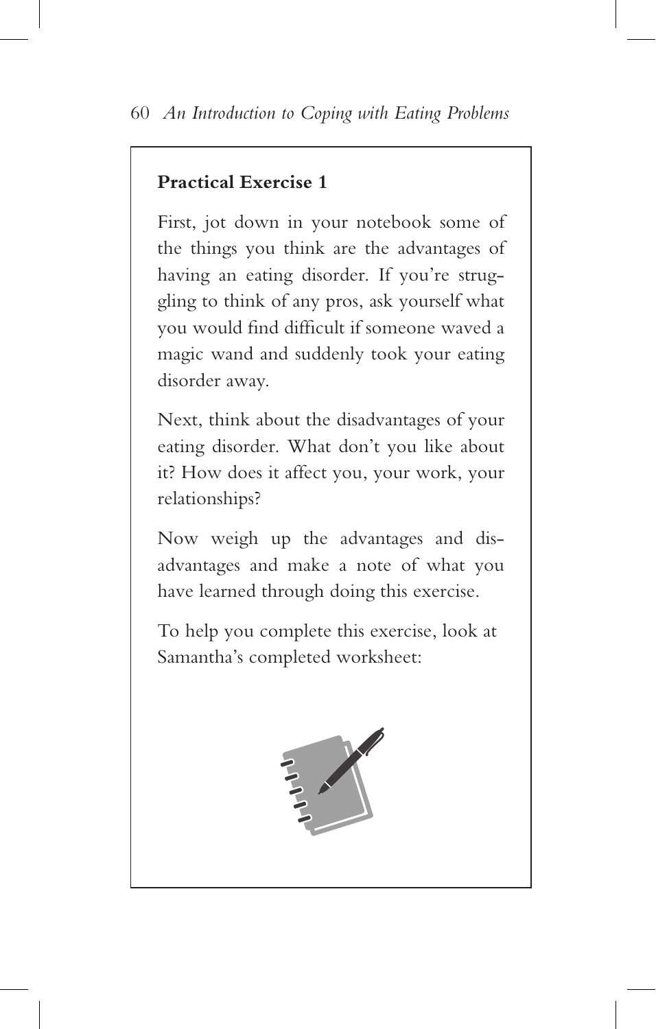**Practical Exercise 1**

First, jot down in your notebook some of the things you think are the advantages of having an eating disorder. If you're struggling to think of any pros, ask yourself what you would find difficult if someone waved a magic wand and suddenly took your eating disorder away.

Next, think about the disadvantages of your eating disorder. What don't you like about it? How does it affect you, your work, your relationships?

Now weigh up the advantages and disadvantages and make a note of what you have learned through doing this exercise.

To help you complete this exercise, look at Samantha's completed worksheet: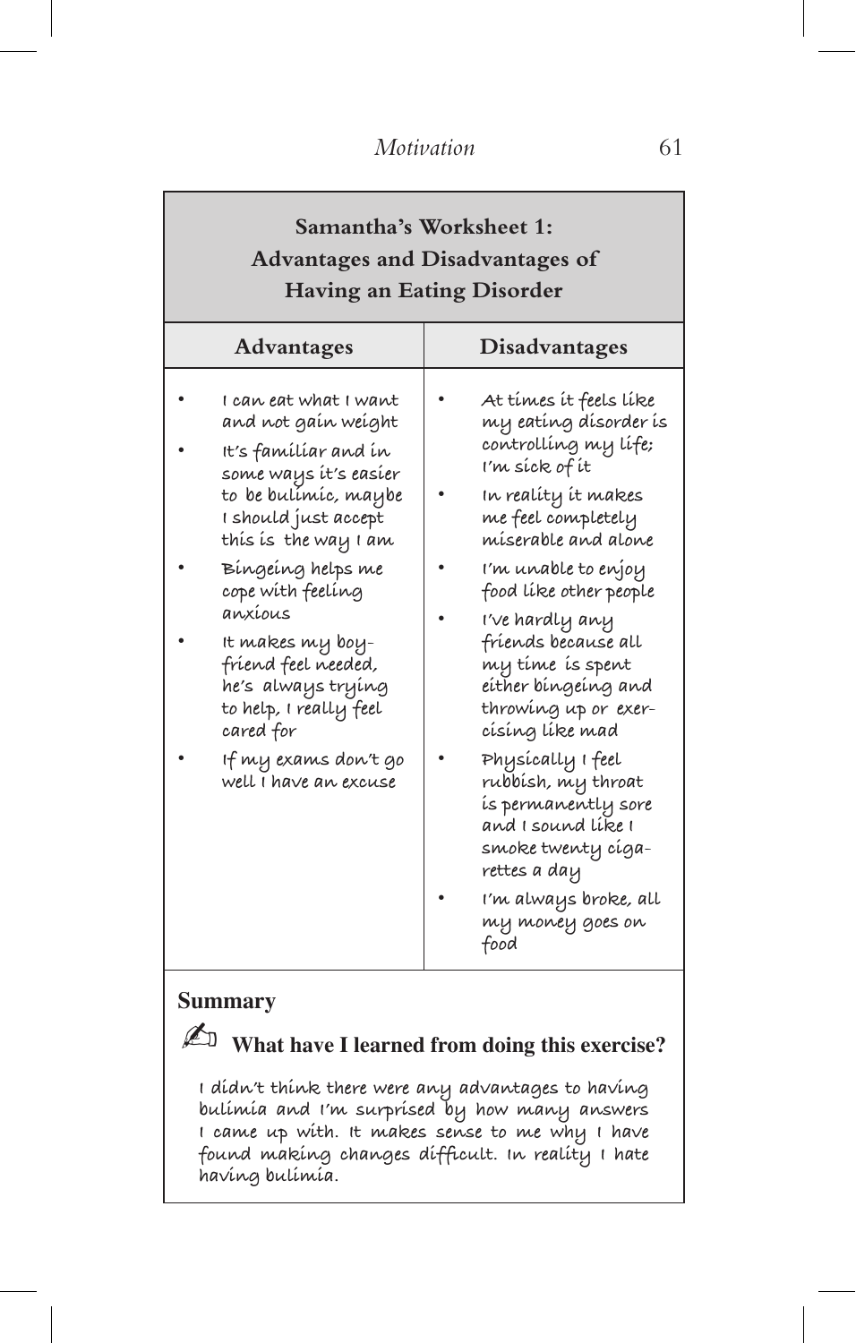## Samantha's Worksheet 1: Advantages and Disadvantages of Having an Eating Disorder

| Advantages | Disadvantages |
|---|---|
| • I can eat what I want and not gain weight<br>• It's familiar and in some ways it's easier to be bulimic, maybe I should just accept this is the way I am<br>• Bingeing helps me cope with feeling anxious<br>• It makes my boyfriend feel needed, he's always trying to help, I really feel cared for<br>• If my exams don't go well I have an excuse | • At times it feels like my eating disorder is controlling my life; I'm sick of it<br>• In reality it makes me feel completely miserable and alone<br>• I'm unable to enjoy food like other people<br>• I've hardly any friends because all my time is spent either bingeing and throwing up or exercising like mad<br>• Physically I feel rubbish, my throat is permanently sore and I sound like I smoke twenty cigarettes a day<br>• I'm always broke, all my money goes on food |

**Summary**

✍ **What have I learned from doing this exercise?**

I didn't think there were any advantages to having bulimia and I'm surprised by how many answers I came up with. It makes sense to me why I have found making changes difficult. In reality I hate having bulimia.